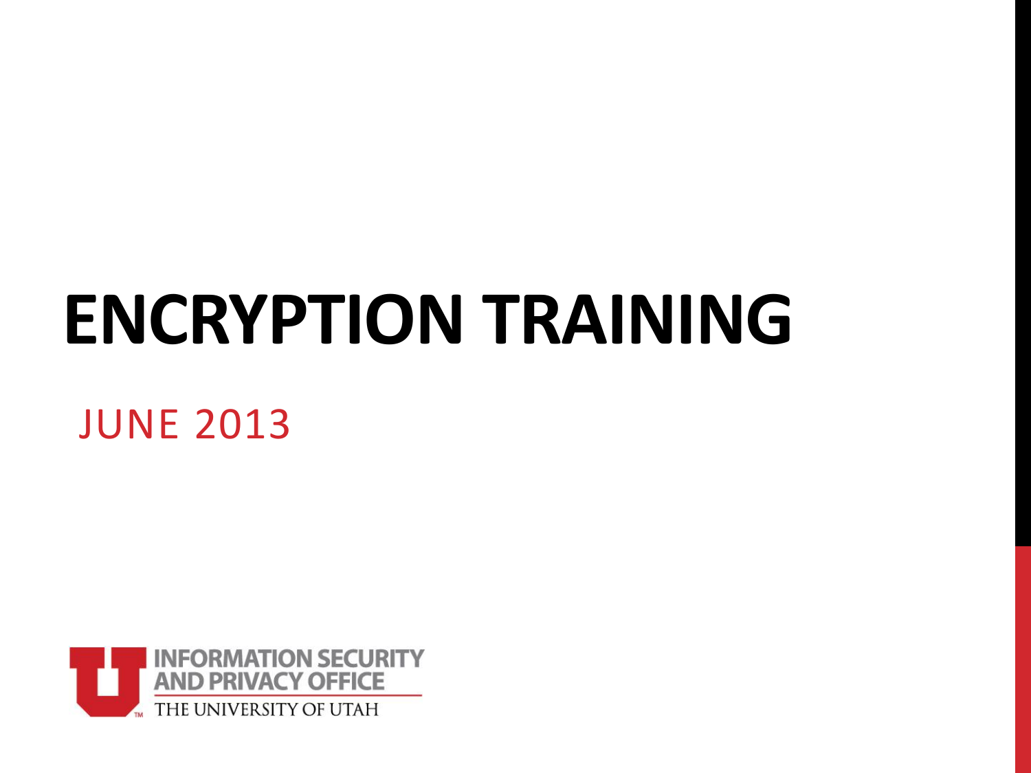# ENCRYPTION TRAINING

JUNE 2013

INFORMATION SECURITY AND PRIVACY OFFICE
THE UNIVERSITY OF UTAH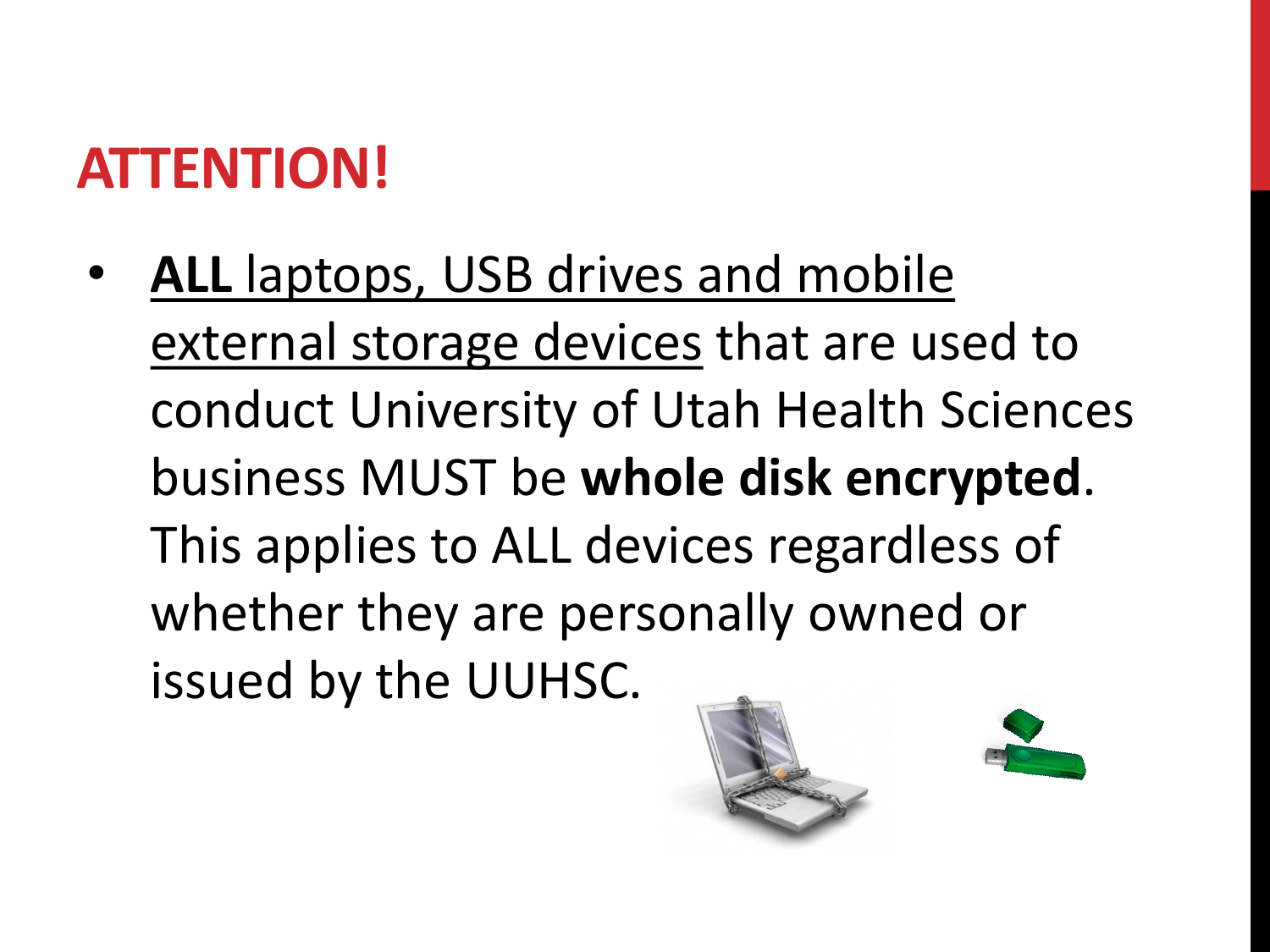# ATTENTION!

- **ALL** laptops, USB drives and mobile external storage devices that are used to conduct University of Utah Health Sciences business MUST be **whole disk encrypted**. This applies to ALL devices regardless of whether they are personally owned or issued by the UUHSC.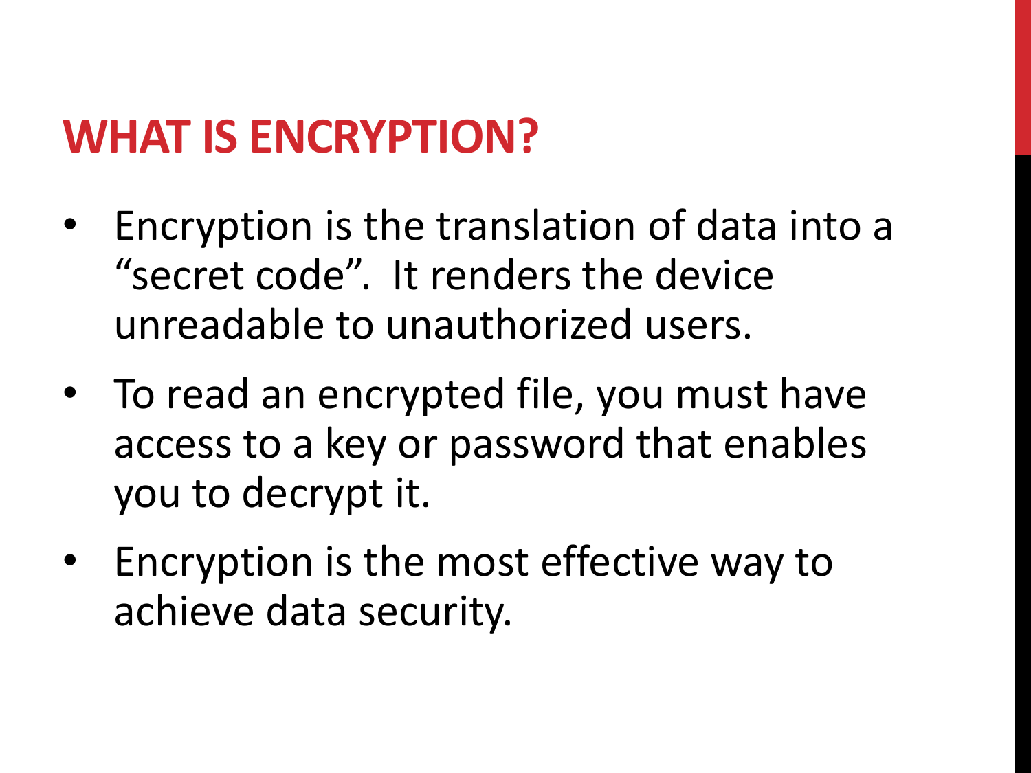# WHAT IS ENCRYPTION?

- Encryption is the translation of data into a “secret code”. It renders the device unreadable to unauthorized users.
- To read an encrypted file, you must have access to a key or password that enables you to decrypt it.
- Encryption is the most effective way to achieve data security.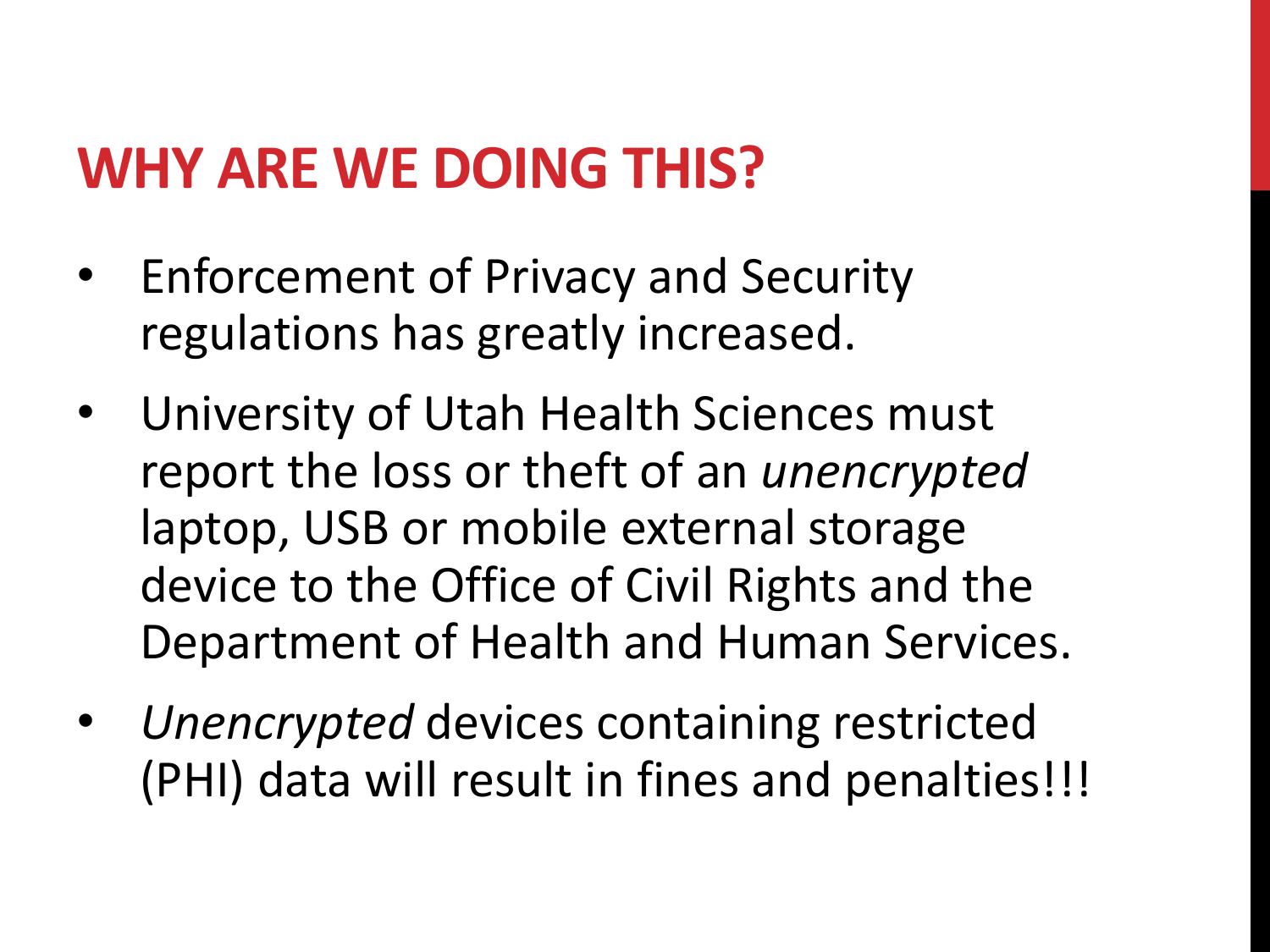# WHY ARE WE DOING THIS?

- Enforcement of Privacy and Security regulations has greatly increased.
- University of Utah Health Sciences must report the loss or theft of an *unencrypted* laptop, USB or mobile external storage device to the Office of Civil Rights and the Department of Health and Human Services.
- *Unencrypted* devices containing restricted (PHI) data will result in fines and penalties!!!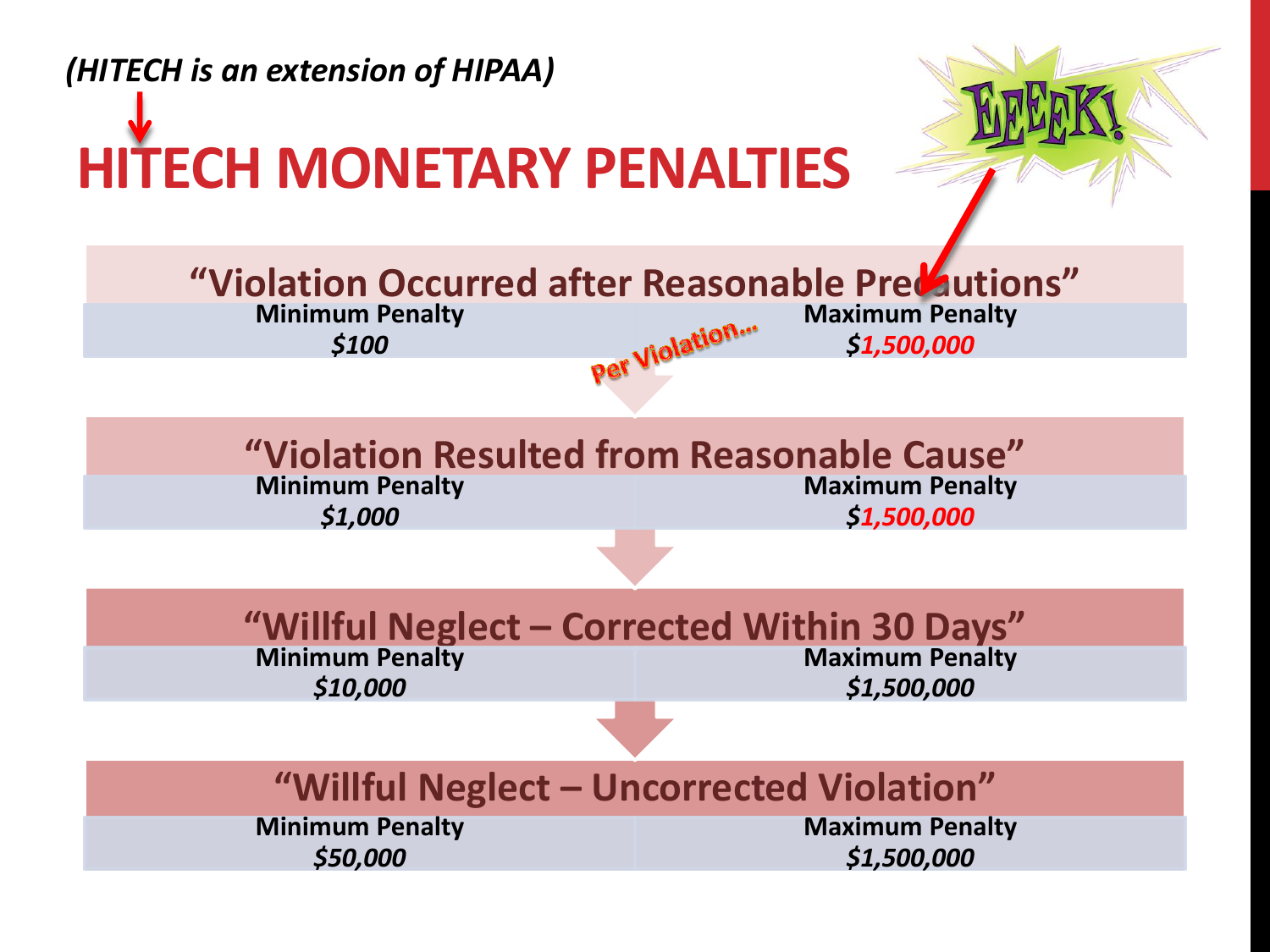*(HITECH is an extension of HIPAA)*

# HITECH MONETARY PENALTIES

EEEEK!

## "Violation Occurred after Reasonable Precautions"

| Minimum Penalty | Maximum Penalty |
|---|---|
| *$100* | *$1,500,000* |

Per Violation…

## "Violation Resulted from Reasonable Cause"

| Minimum Penalty | Maximum Penalty |
|---|---|
| *$1,000* | *$1,500,000* |

## "Willful Neglect – Corrected Within 30 Days"

| Minimum Penalty | Maximum Penalty |
|---|---|
| *$10,000* | *$1,500,000* |

## "Willful Neglect – Uncorrected Violation"

| Minimum Penalty | Maximum Penalty |
|---|---|
| *$50,000* | *$1,500,000* |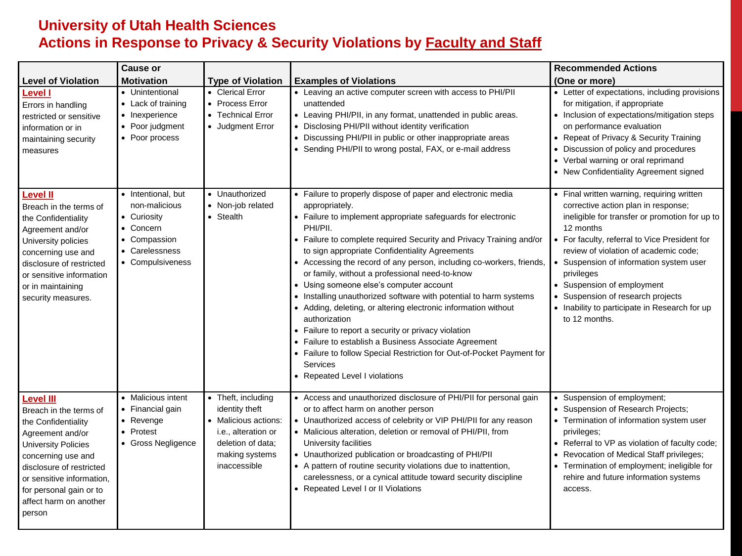# University of Utah Health Sciences
## Actions in Response to Privacy & Security Violations by Faculty and Staff

| Level of Violation | Cause or Motivation | Type of Violation | Examples of Violations | Recommended Actions (One or more) |
|---|---|---|---|---|
| **Level I**<br>Errors in handling restricted or sensitive information or in maintaining security measures | • Unintentional<br>• Lack of training<br>• Inexperience<br>• Poor judgment<br>• Poor process | • Clerical Error<br>• Process Error<br>• Technical Error<br>• Judgment Error | • Leaving an active computer screen with access to PHI/PII unattended<br>• Leaving PHI/PII, in any format, unattended in public areas.<br>• Disclosing PHI/PII without identity verification<br>• Discussing PHI/PII in public or other inappropriate areas<br>• Sending PHI/PII to wrong postal, FAX, or e-mail address | • Letter of expectations, including provisions for mitigation, if appropriate<br>• Inclusion of expectations/mitigation steps on performance evaluation<br>• Repeat of Privacy & Security Training<br>• Discussion of policy and procedures<br>• Verbal warning or oral reprimand<br>• New Confidentiality Agreement signed |
| **Level II**<br>Breach in the terms of the Confidentiality Agreement and/or University policies concerning use and disclosure of restricted or sensitive information or in maintaining security measures. | • Intentional, but non-malicious<br>• Curiosity<br>• Concern<br>• Compassion<br>• Carelessness<br>• Compulsiveness | • Unauthorized<br>• Non-job related<br>• Stealth | • Failure to properly dispose of paper and electronic media appropriately.<br>• Failure to implement appropriate safeguards for electronic PHI/PII.<br>• Failure to complete required Security and Privacy Training and/or to sign appropriate Confidentiality Agreements<br>• Accessing the record of any person, including co-workers, friends, or family, without a professional need-to-know<br>• Using someone else's computer account<br>• Installing unauthorized software with potential to harm systems<br>• Adding, deleting, or altering electronic information without authorization<br>• Failure to report a security or privacy violation<br>• Failure to establish a Business Associate Agreement<br>• Failure to follow Special Restriction for Out-of-Pocket Payment for Services<br>• Repeated Level I violations | • Final written warning, requiring written corrective action plan in response; ineligible for transfer or promotion for up to 12 months<br>• For faculty, referral to Vice President for review of violation of academic code;<br>• Suspension of information system user privileges<br>• Suspension of employment<br>• Suspension of research projects<br>• Inability to participate in Research for up to 12 months. |
| **Level III**<br>Breach in the terms of the Confidentiality Agreement and/or University Policies concerning use and disclosure of restricted or sensitive information, for personal gain or to affect harm on another person | • Malicious intent<br>• Financial gain<br>• Revenge<br>• Protest<br>• Gross Negligence | • Theft, including identity theft<br>• Malicious actions: i.e., alteration or deletion of data; making systems inaccessible | • Access and unauthorized disclosure of PHI/PII for personal gain or to affect harm on another person<br>• Unauthorized access of celebrity or VIP PHI/PII for any reason<br>• Malicious alteration, deletion or removal of PHI/PII, from University facilities<br>• Unauthorized publication or broadcasting of PHI/PII<br>• A pattern of routine security violations due to inattention, carelessness, or a cynical attitude toward security discipline<br>• Repeated Level I or II Violations | • Suspension of employment;<br>• Suspension of Research Projects;<br>• Termination of information system user privileges;<br>• Referral to VP as violation of faculty code;<br>• Revocation of Medical Staff privileges;<br>• Termination of employment; ineligible for rehire and future information systems access. |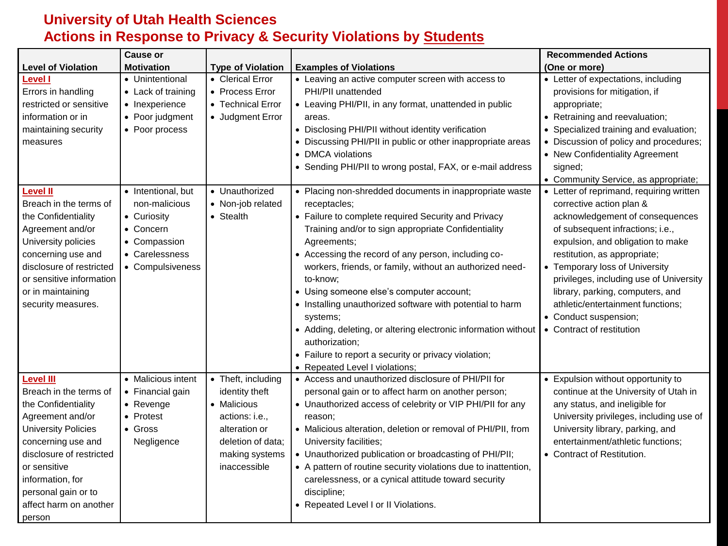# University of Utah Health Sciences
## Actions in Response to Privacy & Security Violations by Students

| Level of Violation | Cause or Motivation | Type of Violation | Examples of Violations | Recommended Actions (One or more) |
|---|---|---|---|---|
| **Level I**<br>Errors in handling restricted or sensitive information or in maintaining security measures | • Unintentional<br>• Lack of training<br>• Inexperience<br>• Poor judgment<br>• Poor process | • Clerical Error<br>• Process Error<br>• Technical Error<br>• Judgment Error | • Leaving an active computer screen with access to PHI/PII unattended<br>• Leaving PHI/PII, in any format, unattended in public areas.<br>• Disclosing PHI/PII without identity verification<br>• Discussing PHI/PII in public or other inappropriate areas<br>• DMCA violations<br>• Sending PHI/PII to wrong postal, FAX, or e-mail address | • Letter of expectations, including provisions for mitigation, if appropriate;<br>• Retraining and reevaluation;<br>• Specialized training and evaluation;<br>• Discussion of policy and procedures;<br>• New Confidentiality Agreement signed;<br>• Community Service, as appropriate; |
| **Level II**<br>Breach in the terms of the Confidentiality Agreement and/or University policies concerning use and disclosure of restricted or sensitive information or in maintaining security measures. | • Intentional, but non-malicious<br>• Curiosity<br>• Concern<br>• Compassion<br>• Carelessness<br>• Compulsiveness | • Unauthorized<br>• Non-job related<br>• Stealth | • Placing non-shredded documents in inappropriate waste receptacles;<br>• Failure to complete required Security and Privacy Training and/or to sign appropriate Confidentiality Agreements;<br>• Accessing the record of any person, including co-workers, friends, or family, without an authorized need-to-know;<br>• Using someone else's computer account;<br>• Installing unauthorized software with potential to harm systems;<br>• Adding, deleting, or altering electronic information without authorization;<br>• Failure to report a security or privacy violation;<br>• Repeated Level I violations; | • Letter of reprimand, requiring written corrective action plan & acknowledgement of consequences of subsequent infractions; i.e., expulsion, and obligation to make restitution, as appropriate;<br>• Temporary loss of University privileges, including use of University library, parking, computers, and athletic/entertainment functions;<br>• Conduct suspension;<br>• Contract of restitution |
| **Level III**<br>Breach in the terms of the Confidentiality Agreement and/or University Policies concerning use and disclosure of restricted or sensitive information, for personal gain or to affect harm on another person | • Malicious intent<br>• Financial gain<br>• Revenge<br>• Protest<br>• Gross Negligence | • Theft, including identity theft<br>• Malicious actions: i.e., alteration or deletion of data; making systems inaccessible | • Access and unauthorized disclosure of PHI/PII for personal gain or to affect harm on another person;<br>• Unauthorized access of celebrity or VIP PHI/PII for any reason;<br>• Malicious alteration, deletion or removal of PHI/PII, from University facilities;<br>• Unauthorized publication or broadcasting of PHI/PII;<br>• A pattern of routine security violations due to inattention, carelessness, or a cynical attitude toward security discipline;<br>• Repeated Level I or II Violations. | • Expulsion without opportunity to continue at the University of Utah in any status, and ineligible for University privileges, including use of University library, parking, and entertainment/athletic functions;<br>• Contract of Restitution. |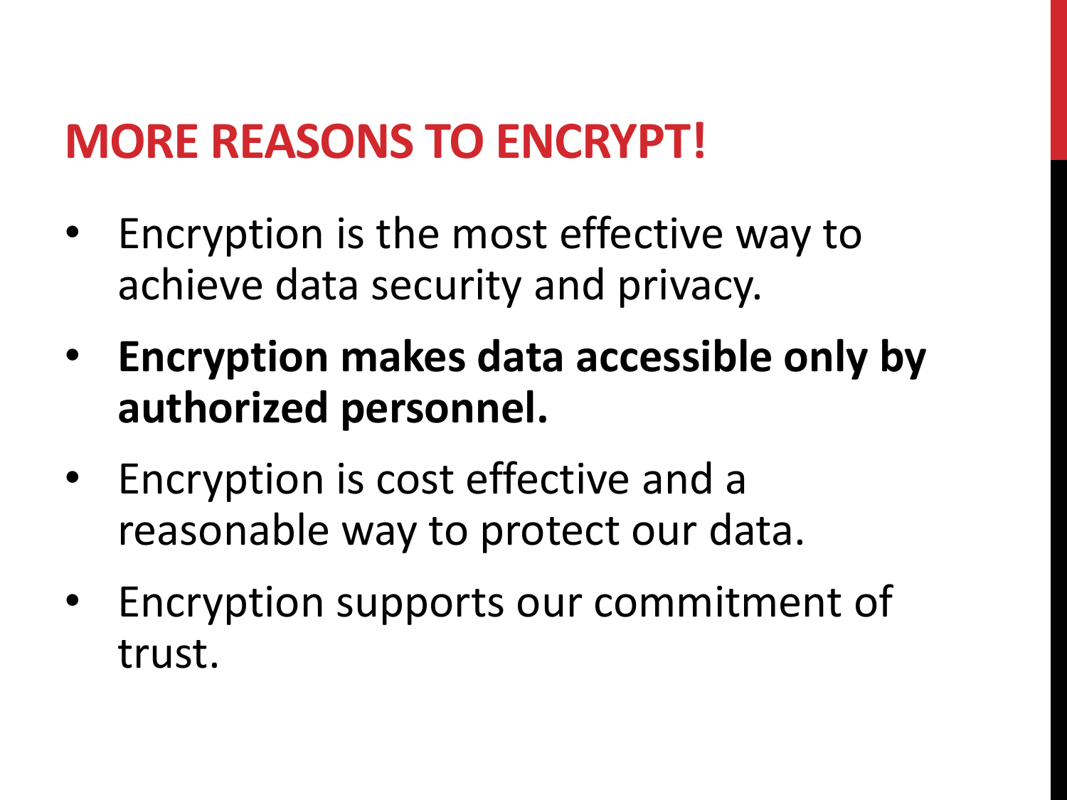# MORE REASONS TO ENCRYPT!

- Encryption is the most effective way to achieve data security and privacy.
- **Encryption makes data accessible only by authorized personnel.**
- Encryption is cost effective and a reasonable way to protect our data.
- Encryption supports our commitment of trust.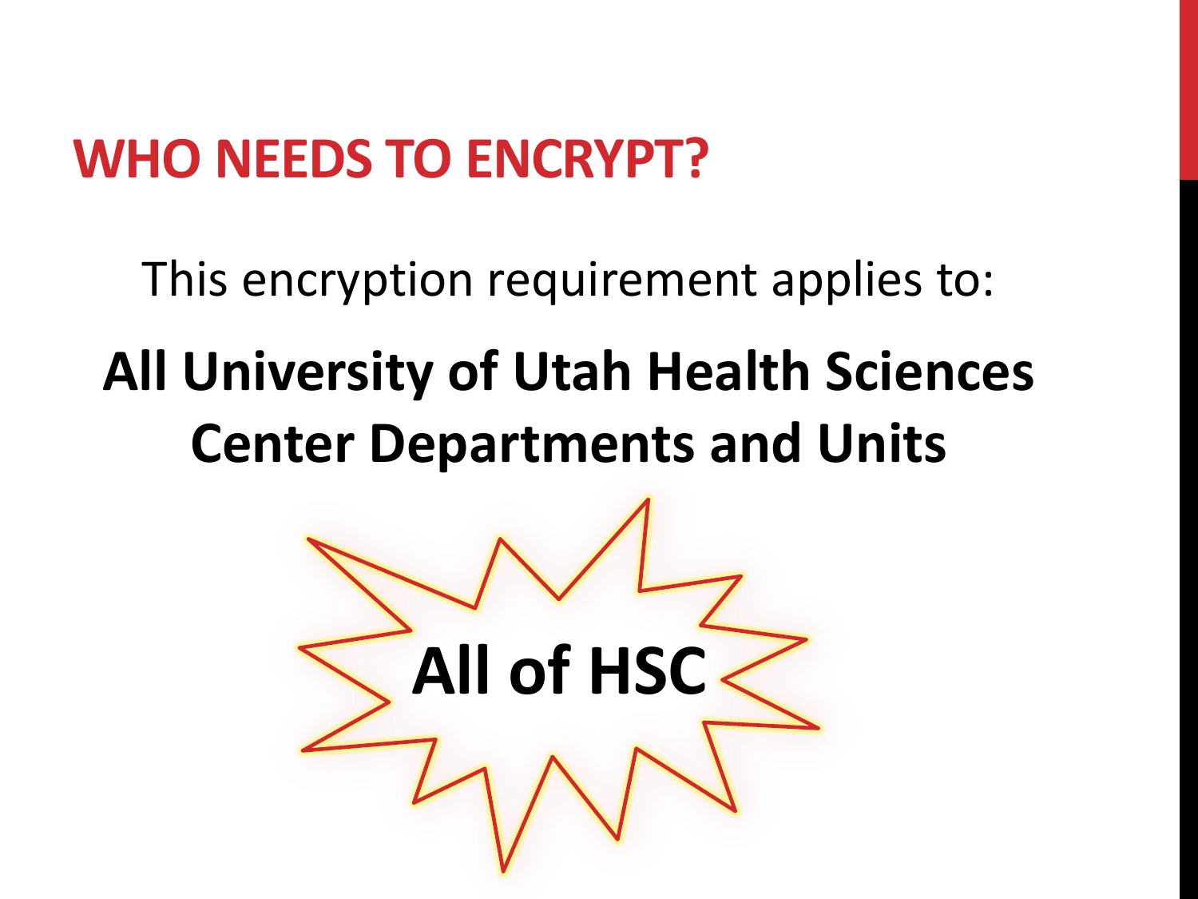# WHO NEEDS TO ENCRYPT?

This encryption requirement applies to:

**All University of Utah Health Sciences Center Departments and Units**

**All of HSC**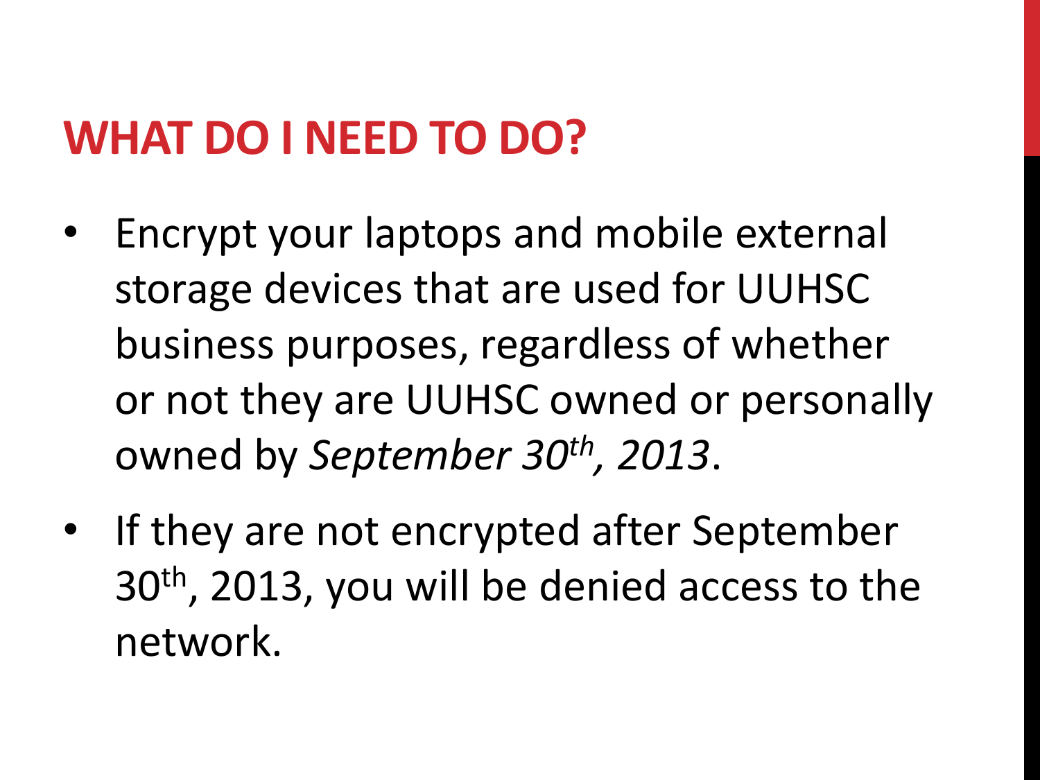# WHAT DO I NEED TO DO?

- Encrypt your laptops and mobile external storage devices that are used for UUHSC business purposes, regardless of whether or not they are UUHSC owned or personally owned by *September 30th, 2013*.
- If they are not encrypted after September 30th, 2013, you will be denied access to the network.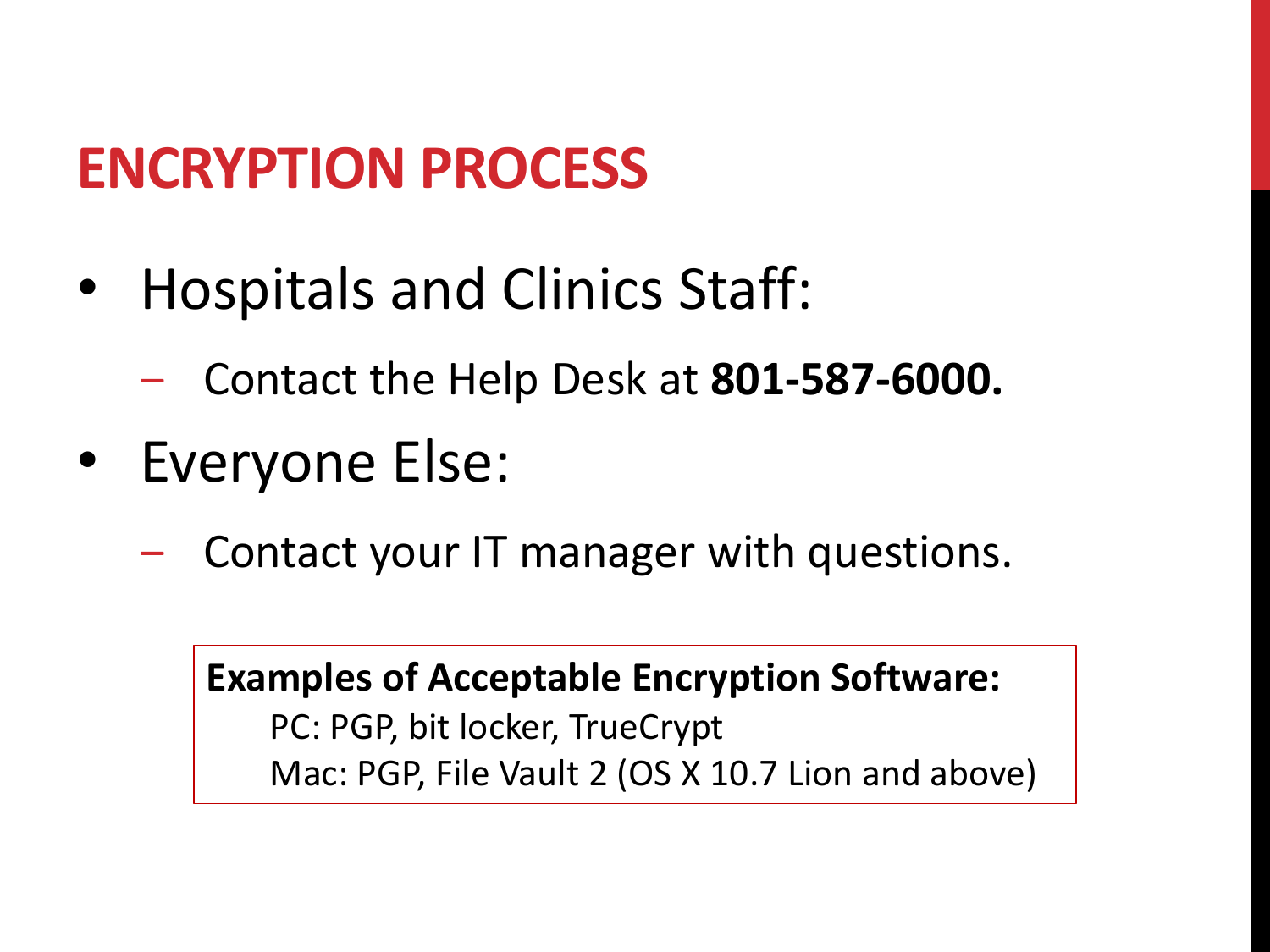# ENCRYPTION PROCESS

- Hospitals and Clinics Staff:
  - Contact the Help Desk at **801-587-6000.**
- Everyone Else:
  - Contact your IT manager with questions.

**Examples of Acceptable Encryption Software:**

PC: PGP, bit locker, TrueCrypt

Mac: PGP, File Vault 2 (OS X 10.7 Lion and above)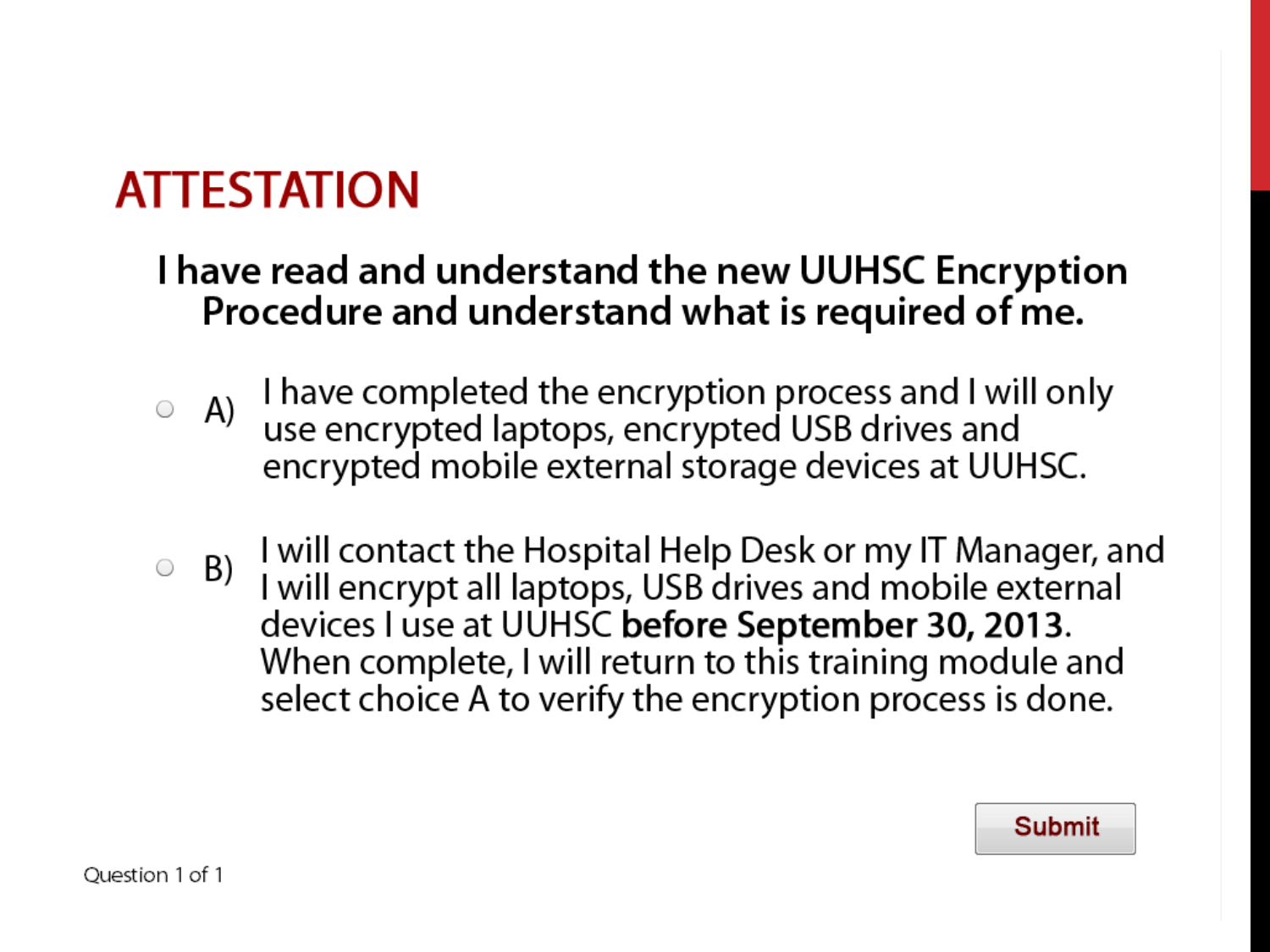# ATTESTATION

**I have read and understand the new UUHSC Encryption Procedure and understand what is required of me.**

- ○ A) I have completed the encryption process and I will only use encrypted laptops, encrypted USB drives and encrypted mobile external storage devices at UUHSC.

- ○ B) I will contact the Hospital Help Desk or my IT Manager, and I will encrypt all laptops, USB drives and mobile external devices I use at UUHSC **before September 30, 2013**. When complete, I will return to this training module and select choice A to verify the encryption process is done.

Submit

Question 1 of 1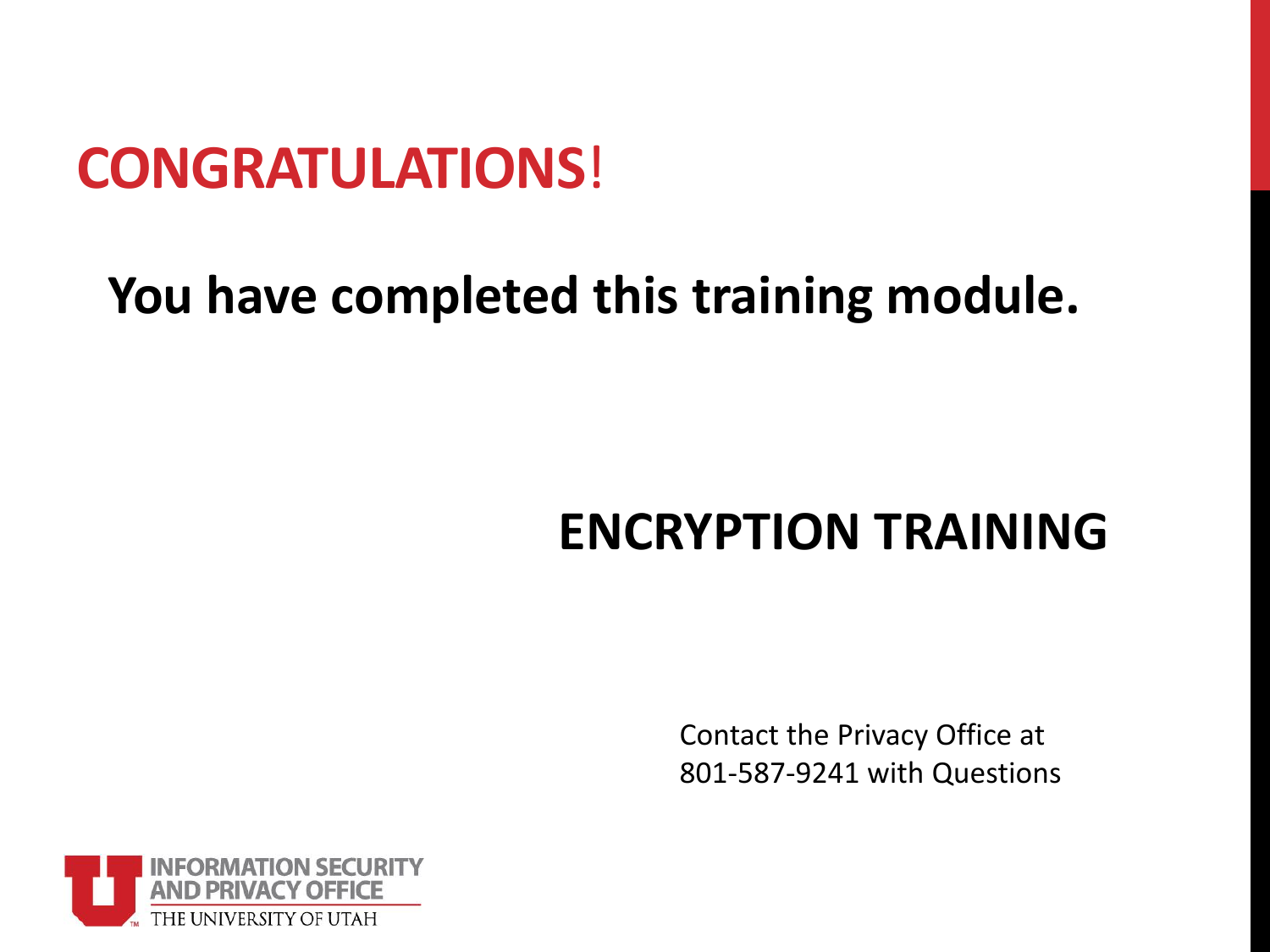# CONGRATULATIONS!

## You have completed this training module.

## ENCRYPTION TRAINING

Contact the Privacy Office at
801-587-9241 with Questions

INFORMATION SECURITY
AND PRIVACY OFFICE
THE UNIVERSITY OF UTAH